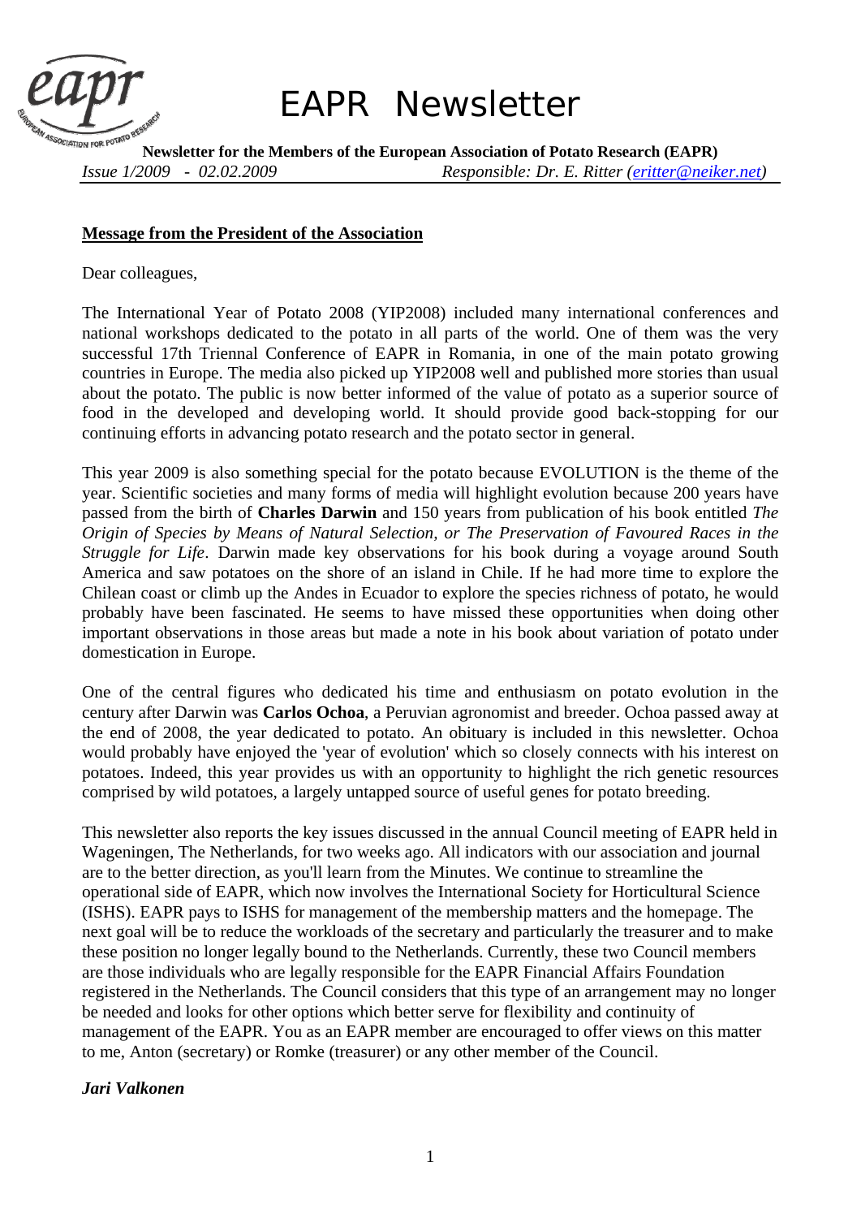# EAPR Newsletter

**Newsletter for the Members of the European Association of Potato Research (EAPR)**

*Issue 1/2009 - 02.02.2009* *Responsible: Dr. E. Ritter (eritter@neiker.net)*

## Message from the President of the Association

Dear colleagues,

The International Year of Potato 2008 (YIP2008) included many international conferences and national workshops dedicated to the potato in all parts of the world. One of them was the very successful 17th Triennal Conference of EAPR in Romania, in one of the main potato growing countries in Europe. The media also picked up YIP2008 well and published more stories than usual about the potato. The public is now better informed of the value of potato as a superior source of food in the developed and developing world. It should provide good back-stopping for our continuing efforts in advancing potato research and the potato sector in general.

This year 2009 is also something special for the potato because EVOLUTION is the theme of the year. Scientific societies and many forms of media will highlight evolution because 200 years have passed from the birth of **Charles Darwin** and 150 years from publication of his book entitled *The Origin of Species by Means of Natural Selection, or The Preservation of Favoured Races in the Struggle for Life*. Darwin made key observations for his book during a voyage around South America and saw potatoes on the shore of an island in Chile. If he had more time to explore the Chilean coast or climb up the Andes in Ecuador to explore the species richness of potato, he would probably have been fascinated. He seems to have missed these opportunities when doing other important observations in those areas but made a note in his book about variation of potato under domestication in Europe.

One of the central figures who dedicated his time and enthusiasm on potato evolution in the century after Darwin was **Carlos Ochoa**, a Peruvian agronomist and breeder. Ochoa passed away at the end of 2008, the year dedicated to potato. An obituary is included in this newsletter. Ochoa would probably have enjoyed the 'year of evolution' which so closely connects with his interest on potatoes. Indeed, this year provides us with an opportunity to highlight the rich genetic resources comprised by wild potatoes, a largely untapped source of useful genes for potato breeding.

This newsletter also reports the key issues discussed in the annual Council meeting of EAPR held in Wageningen, The Netherlands, for two weeks ago. All indicators with our association and journal are to the better direction, as you'll learn from the Minutes. We continue to streamline the operational side of EAPR, which now involves the International Society for Horticultural Science (ISHS). EAPR pays to ISHS for management of the membership matters and the homepage. The next goal will be to reduce the workloads of the secretary and particularly the treasurer and to make these position no longer legally bound to the Netherlands. Currently, these two Council members are those individuals who are legally responsible for the EAPR Financial Affairs Foundation registered in the Netherlands. The Council considers that this type of an arrangement may no longer be needed and looks for other options which better serve for flexibility and continuity of management of the EAPR. You as an EAPR member are encouraged to offer views on this matter to me, Anton (secretary) or Romke (treasurer) or any other member of the Council.

***Jari Valkonen***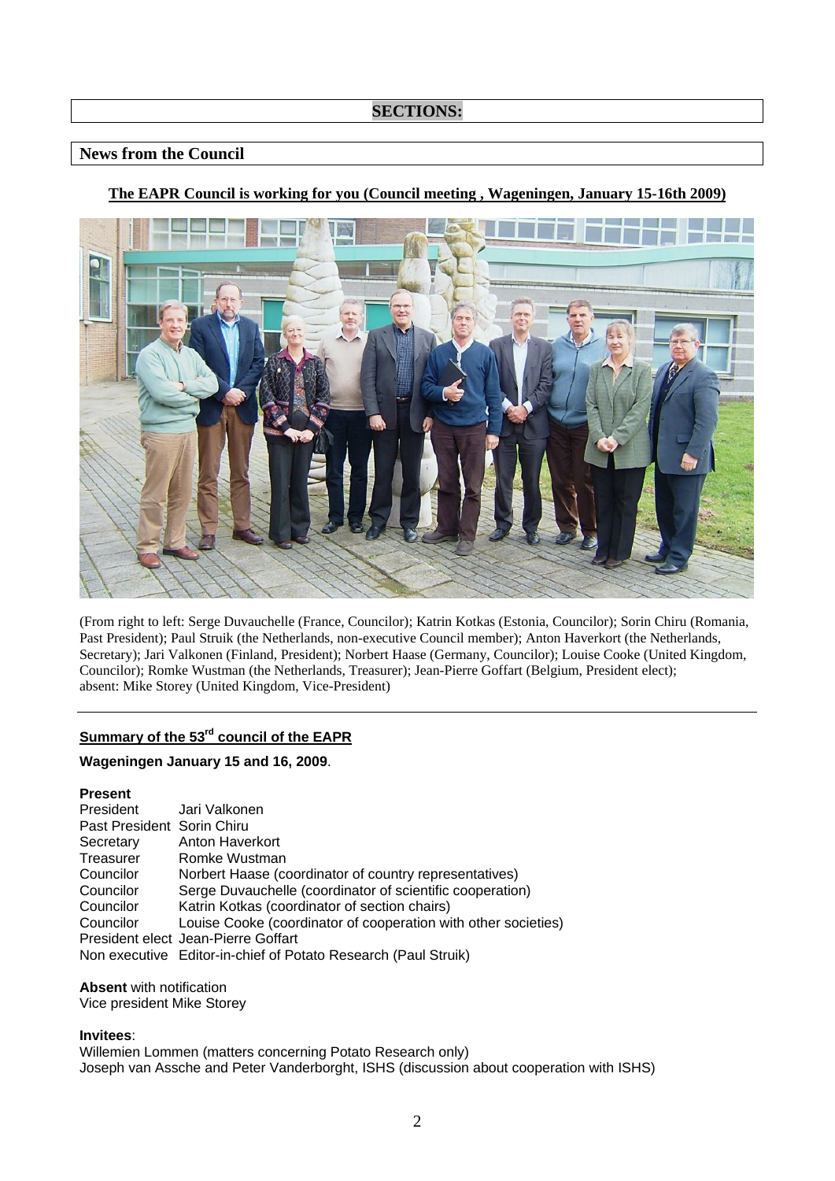# SECTIONS:

## News from the Council

**The EAPR Council is working for you (Council meeting , Wageningen, January 15-16th 2009)**

(From right to left: Serge Duvauchelle (France, Councilor); Katrin Kotkas (Estonia, Councilor); Sorin Chiru (Romania, Past President); Paul Struik (the Netherlands, non-executive Council member); Anton Haverkort (the Netherlands, Secretary); Jari Valkonen (Finland, President); Norbert Haase (Germany, Councilor); Louise Cooke (United Kingdom, Councilor); Romke Wustman (the Netherlands, Treasurer); Jean-Pierre Goffart (Belgium, President elect); absent: Mike Storey (United Kingdom, Vice-President)

---

### Summary of the 53rd council of the EAPR

**Wageningen January 15 and 16, 2009**.

**Present**

| | |
|---|---|
| President | Jari Valkonen |
| Past President | Sorin Chiru |
| Secretary | Anton Haverkort |
| Treasurer | Romke Wustman |
| Councilor | Norbert Haase (coordinator of country representatives) |
| Councilor | Serge Duvauchelle (coordinator of scientific cooperation) |
| Councilor | Katrin Kotkas (coordinator of section chairs) |
| Councilor | Louise Cooke (coordinator of cooperation with other societies) |
| President elect | Jean-Pierre Goffart |
| Non executive | Editor-in-chief of Potato Research (Paul Struik) |

**Absent** with notification
Vice president Mike Storey

**Invitees**:
Willemien Lommen (matters concerning Potato Research only)
Joseph van Assche and Peter Vanderborght, ISHS (discussion about cooperation with ISHS)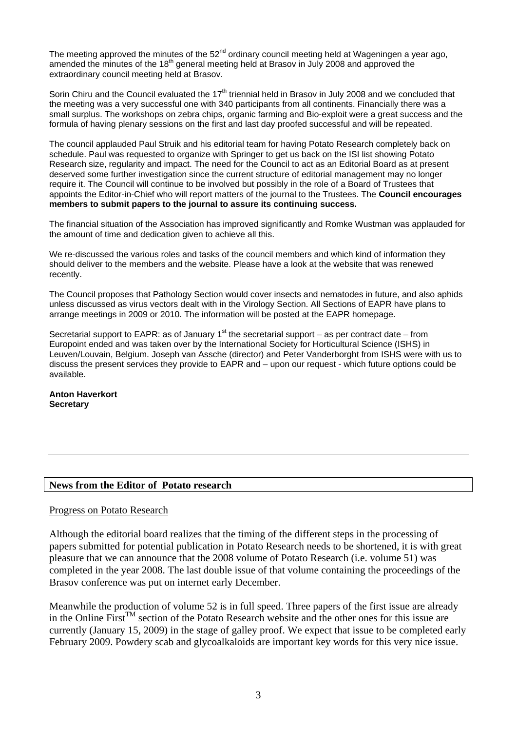The meeting approved the minutes of the 52[nd] ordinary council meeting held at Wageningen a year ago, amended the minutes of the 18[th] general meeting held at Brasov in July 2008 and approved the extraordinary council meeting held at Brasov.

Sorin Chiru and the Council evaluated the 17[th] triennial held in Brasov in July 2008 and we concluded that the meeting was a very successful one with 340 participants from all continents. Financially there was a small surplus. The workshops on zebra chips, organic farming and Bio-exploit were a great success and the formula of having plenary sessions on the first and last day proofed successful and will be repeated.

The council applauded Paul Struik and his editorial team for having Potato Research completely back on schedule. Paul was requested to organize with Springer to get us back on the ISI list showing Potato Research size, regularity and impact. The need for the Council to act as an Editorial Board as at present deserved some further investigation since the current structure of editorial management may no longer require it. The Council will continue to be involved but possibly in the role of a Board of Trustees that appoints the Editor-in-Chief who will report matters of the journal to the Trustees. The **Council encourages members to submit papers to the journal to assure its continuing success.**

The financial situation of the Association has improved significantly and Romke Wustman was applauded for the amount of time and dedication given to achieve all this.

We re-discussed the various roles and tasks of the council members and which kind of information they should deliver to the members and the website. Please have a look at the website that was renewed recently.

The Council proposes that Pathology Section would cover insects and nematodes in future, and also aphids unless discussed as virus vectors dealt with in the Virology Section. All Sections of EAPR have plans to arrange meetings in 2009 or 2010. The information will be posted at the EAPR homepage.

Secretarial support to EAPR: as of January 1[st] the secretarial support – as per contract date – from Europoint ended and was taken over by the International Society for Horticultural Science (ISHS) in Leuven/Louvain, Belgium. Joseph van Assche (director) and Peter Vanderborght from ISHS were with us to discuss the present services they provide to EAPR and – upon our request - which future options could be available.

**Anton Haverkort**
**Secretary**

---

## News from the Editor of Potato research

Progress on Potato Research

Although the editorial board realizes that the timing of the different steps in the processing of papers submitted for potential publication in Potato Research needs to be shortened, it is with great pleasure that we can announce that the 2008 volume of Potato Research (i.e. volume 51) was completed in the year 2008. The last double issue of that volume containing the proceedings of the Brasov conference was put on internet early December.

Meanwhile the production of volume 52 is in full speed. Three papers of the first issue are already in the Online First™ section of the Potato Research website and the other ones for this issue are currently (January 15, 2009) in the stage of galley proof. We expect that issue to be completed early February 2009. Powdery scab and glycoalkaloids are important key words for this very nice issue.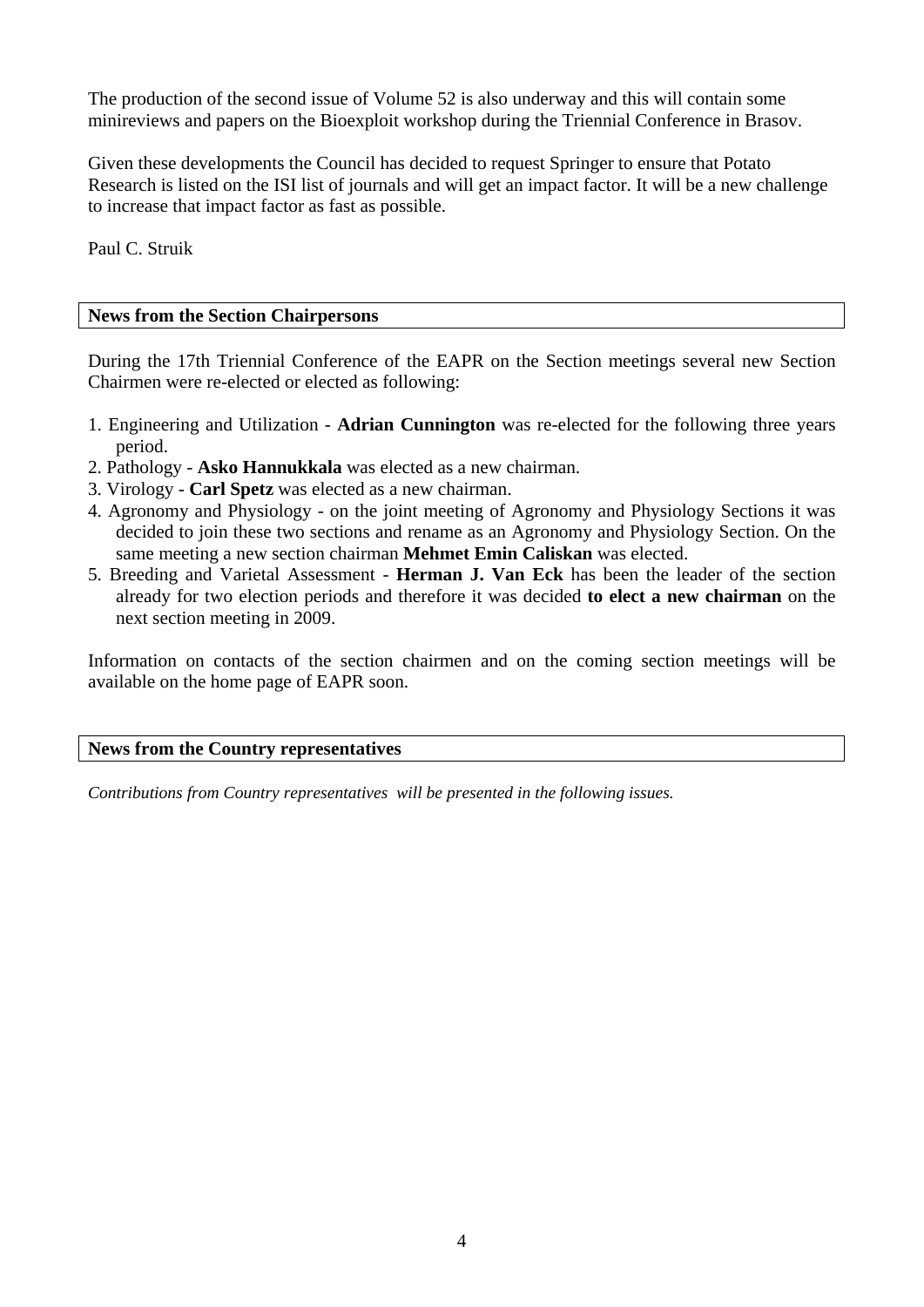The production of the second issue of Volume 52 is also underway and this will contain some minireviews and papers on the Bioexploit workshop during the Triennial Conference in Brasov.

Given these developments the Council has decided to request Springer to ensure that Potato Research is listed on the ISI list of journals and will get an impact factor. It will be a new challenge to increase that impact factor as fast as possible.

Paul C. Struik

## News from the Section Chairpersons

During the 17th Triennial Conference of the EAPR on the Section meetings several new Section Chairmen were re-elected or elected as following:

1. Engineering and Utilization - **Adrian Cunnington** was re-elected for the following three years period.
2. Pathology - **Asko Hannukkala** was elected as a new chairman.
3. Virology - **Carl Spetz** was elected as a new chairman.
4. Agronomy and Physiology - on the joint meeting of Agronomy and Physiology Sections it was decided to join these two sections and rename as an Agronomy and Physiology Section. On the same meeting a new section chairman **Mehmet Emin Caliskan** was elected.
5. Breeding and Varietal Assessment - **Herman J. Van Eck** has been the leader of the section already for two election periods and therefore it was decided **to elect a new chairman** on the next section meeting in 2009.

Information on contacts of the section chairmen and on the coming section meetings will be available on the home page of EAPR soon.

## News from the Country representatives

*Contributions from Country representatives will be presented in the following issues.*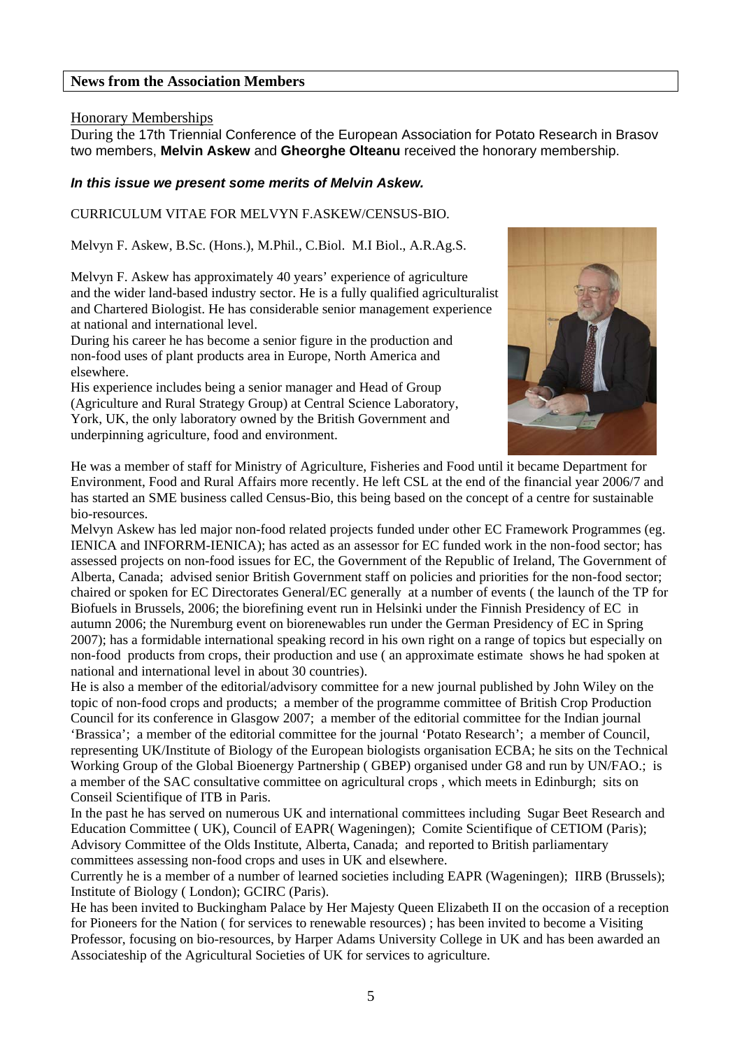## News from the Association Members

Honorary Memberships

During the 17th Triennial Conference of the European Association for Potato Research in Brasov two members, **Melvin Askew** and **Gheorghe Olteanu** received the honorary membership.

***In this issue we present some merits of Melvin Askew.***

CURRICULUM VITAE FOR MELVYN F.ASKEW/CENSUS-BIO.

Melvyn F. Askew, B.Sc. (Hons.), M.Phil., C.Biol. M.I Biol., A.R.Ag.S.

Melvyn F. Askew has approximately 40 years' experience of agriculture and the wider land-based industry sector. He is a fully qualified agriculturalist and Chartered Biologist. He has considerable senior management experience at national and international level.

During his career he has become a senior figure in the production and non-food uses of plant products area in Europe, North America and elsewhere.

His experience includes being a senior manager and Head of Group (Agriculture and Rural Strategy Group) at Central Science Laboratory, York, UK, the only laboratory owned by the British Government and underpinning agriculture, food and environment.

He was a member of staff for Ministry of Agriculture, Fisheries and Food until it became Department for Environment, Food and Rural Affairs more recently. He left CSL at the end of the financial year 2006/7 and has started an SME business called Census-Bio, this being based on the concept of a centre for sustainable bio-resources.

Melvyn Askew has led major non-food related projects funded under other EC Framework Programmes (eg. IENICA and INFORRM-IENICA); has acted as an assessor for EC funded work in the non-food sector; has assessed projects on non-food issues for EC, the Government of the Republic of Ireland, The Government of Alberta, Canada; advised senior British Government staff on policies and priorities for the non-food sector; chaired or spoken for EC Directorates General/EC generally at a number of events ( the launch of the TP for Biofuels in Brussels, 2006; the biorefining event run in Helsinki under the Finnish Presidency of EC in autumn 2006; the Nuremburg event on biorenewables run under the German Presidency of EC in Spring 2007); has a formidable international speaking record in his own right on a range of topics but especially on non-food products from crops, their production and use ( an approximate estimate shows he had spoken at national and international level in about 30 countries).

He is also a member of the editorial/advisory committee for a new journal published by John Wiley on the topic of non-food crops and products; a member of the programme committee of British Crop Production Council for its conference in Glasgow 2007; a member of the editorial committee for the Indian journal 'Brassica'; a member of the editorial committee for the journal 'Potato Research'; a member of Council, representing UK/Institute of Biology of the European biologists organisation ECBA; he sits on the Technical Working Group of the Global Bioenergy Partnership ( GBEP) organised under G8 and run by UN/FAO.; is a member of the SAC consultative committee on agricultural crops , which meets in Edinburgh; sits on Conseil Scientifique of ITB in Paris.

In the past he has served on numerous UK and international committees including Sugar Beet Research and Education Committee ( UK), Council of EAPR( Wageningen); Comite Scientifique of CETIOM (Paris); Advisory Committee of the Olds Institute, Alberta, Canada; and reported to British parliamentary committees assessing non-food crops and uses in UK and elsewhere.

Currently he is a member of a number of learned societies including EAPR (Wageningen); IIRB (Brussels); Institute of Biology ( London); GCIRC (Paris).

He has been invited to Buckingham Palace by Her Majesty Queen Elizabeth II on the occasion of a reception for Pioneers for the Nation ( for services to renewable resources) ; has been invited to become a Visiting Professor, focusing on bio-resources, by Harper Adams University College in UK and has been awarded an Associateship of the Agricultural Societies of UK for services to agriculture.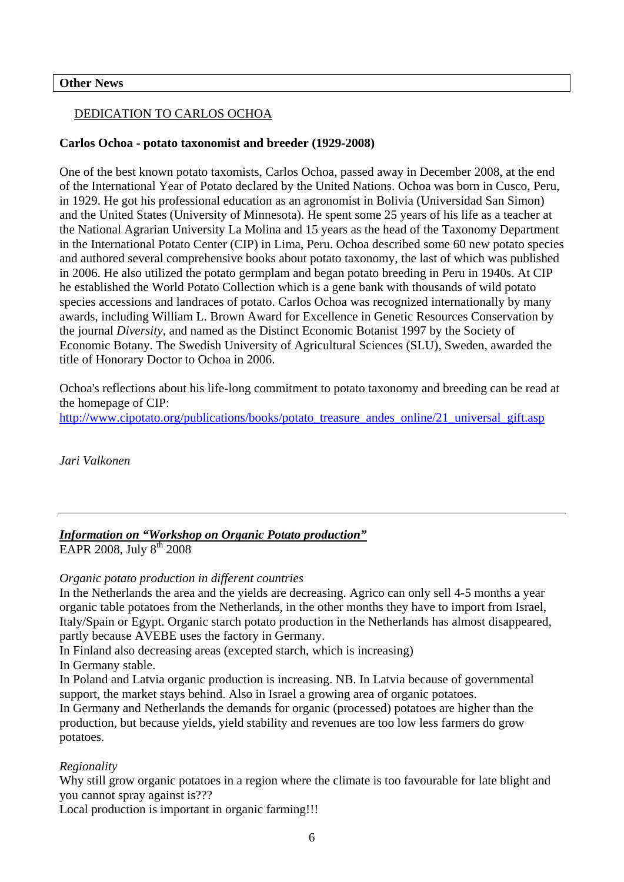## Other News

DEDICATION TO CARLOS OCHOA

**Carlos Ochoa - potato taxonomist and breeder (1929-2008)**

One of the best known potato taxomists, Carlos Ochoa, passed away in December 2008, at the end of the International Year of Potato declared by the United Nations. Ochoa was born in Cusco, Peru, in 1929. He got his professional education as an agronomist in Bolivia (Universidad San Simon) and the United States (University of Minnesota). He spent some 25 years of his life as a teacher at the National Agrarian University La Molina and 15 years as the head of the Taxonomy Department in the International Potato Center (CIP) in Lima, Peru. Ochoa described some 60 new potato species and authored several comprehensive books about potato taxonomy, the last of which was published in 2006. He also utilized the potato germplam and began potato breeding in Peru in 1940s. At CIP he established the World Potato Collection which is a gene bank with thousands of wild potato species accessions and landraces of potato. Carlos Ochoa was recognized internationally by many awards, including William L. Brown Award for Excellence in Genetic Resources Conservation by the journal *Diversity*, and named as the Distinct Economic Botanist 1997 by the Society of Economic Botany. The Swedish University of Agricultural Sciences (SLU), Sweden, awarded the title of Honorary Doctor to Ochoa in 2006.

Ochoa's reflections about his life-long commitment to potato taxonomy and breeding can be read at the homepage of CIP:
http://www.cipotato.org/publications/books/potato_treasure_andes_online/21_universal_gift.asp

*Jari Valkonen*

---

***Information on "Workshop on Organic Potato production"***
EAPR 2008, July 8th 2008

*Organic potato production in different countries*
In the Netherlands the area and the yields are decreasing. Agrico can only sell 4-5 months a year organic table potatoes from the Netherlands, in the other months they have to import from Israel, Italy/Spain or Egypt. Organic starch potato production in the Netherlands has almost disappeared, partly because AVEBE uses the factory in Germany.
In Finland also decreasing areas (excepted starch, which is increasing)
In Germany stable.
In Poland and Latvia organic production is increasing. NB. In Latvia because of governmental support, the market stays behind. Also in Israel a growing area of organic potatoes.
In Germany and Netherlands the demands for organic (processed) potatoes are higher than the production, but because yields, yield stability and revenues are too low less farmers do grow potatoes.

*Regionality*
Why still grow organic potatoes in a region where the climate is too favourable for late blight and you cannot spray against is???
Local production is important in organic farming!!!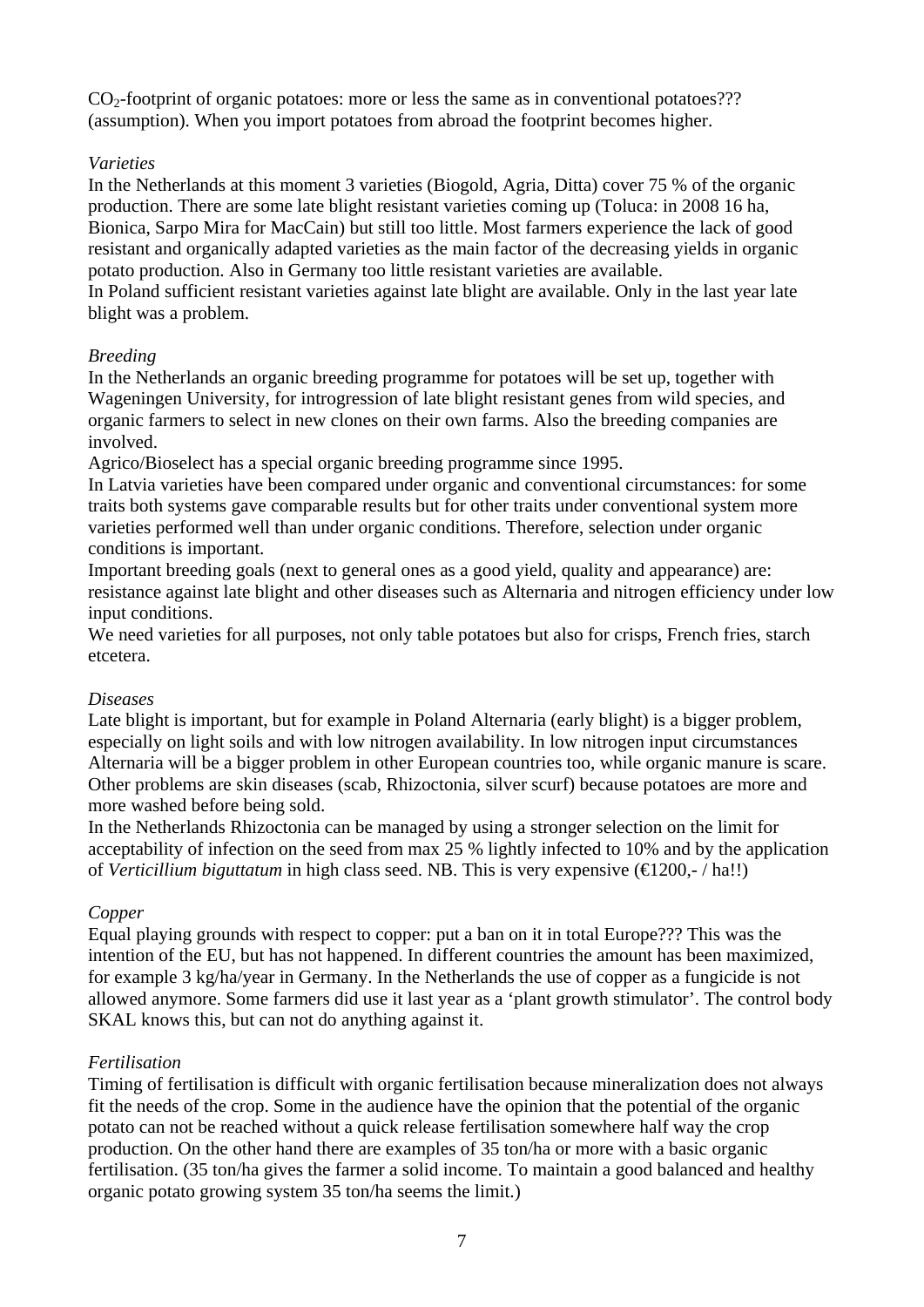$CO_2$-footprint of organic potatoes: more or less the same as in conventional potatoes??? (assumption). When you import potatoes from abroad the footprint becomes higher.

*Varieties*

In the Netherlands at this moment 3 varieties (Biogold, Agria, Ditta) cover 75 % of the organic production. There are some late blight resistant varieties coming up (Toluca: in 2008 16 ha, Bionica, Sarpo Mira for MacCain) but still too little. Most farmers experience the lack of good resistant and organically adapted varieties as the main factor of the decreasing yields in organic potato production. Also in Germany too little resistant varieties are available.
In Poland sufficient resistant varieties against late blight are available. Only in the last year late blight was a problem.

*Breeding*

In the Netherlands an organic breeding programme for potatoes will be set up, together with Wageningen University, for introgression of late blight resistant genes from wild species, and organic farmers to select in new clones on their own farms. Also the breeding companies are involved.
Agrico/Bioselect has a special organic breeding programme since 1995.
In Latvia varieties have been compared under organic and conventional circumstances: for some traits both systems gave comparable results but for other traits under conventional system more varieties performed well than under organic conditions. Therefore, selection under organic conditions is important.
Important breeding goals (next to general ones as a good yield, quality and appearance) are: resistance against late blight and other diseases such as Alternaria and nitrogen efficiency under low input conditions.
We need varieties for all purposes, not only table potatoes but also for crisps, French fries, starch etcetera.

*Diseases*

Late blight is important, but for example in Poland Alternaria (early blight) is a bigger problem, especially on light soils and with low nitrogen availability. In low nitrogen input circumstances Alternaria will be a bigger problem in other European countries too, while organic manure is scare. Other problems are skin diseases (scab, Rhizoctonia, silver scurf) because potatoes are more and more washed before being sold.
In the Netherlands Rhizoctonia can be managed by using a stronger selection on the limit for acceptability of infection on the seed from max 25 % lightly infected to 10% and by the application of *Verticillium biguttatum* in high class seed. NB. This is very expensive (€1200,- / ha!!)

*Copper*

Equal playing grounds with respect to copper: put a ban on it in total Europe??? This was the intention of the EU, but has not happened. In different countries the amount has been maximized, for example 3 kg/ha/year in Germany. In the Netherlands the use of copper as a fungicide is not allowed anymore. Some farmers did use it last year as a 'plant growth stimulator'. The control body SKAL knows this, but can not do anything against it.

*Fertilisation*

Timing of fertilisation is difficult with organic fertilisation because mineralization does not always fit the needs of the crop. Some in the audience have the opinion that the potential of the organic potato can not be reached without a quick release fertilisation somewhere half way the crop production. On the other hand there are examples of 35 ton/ha or more with a basic organic fertilisation. (35 ton/ha gives the farmer a solid income. To maintain a good balanced and healthy organic potato growing system 35 ton/ha seems the limit.)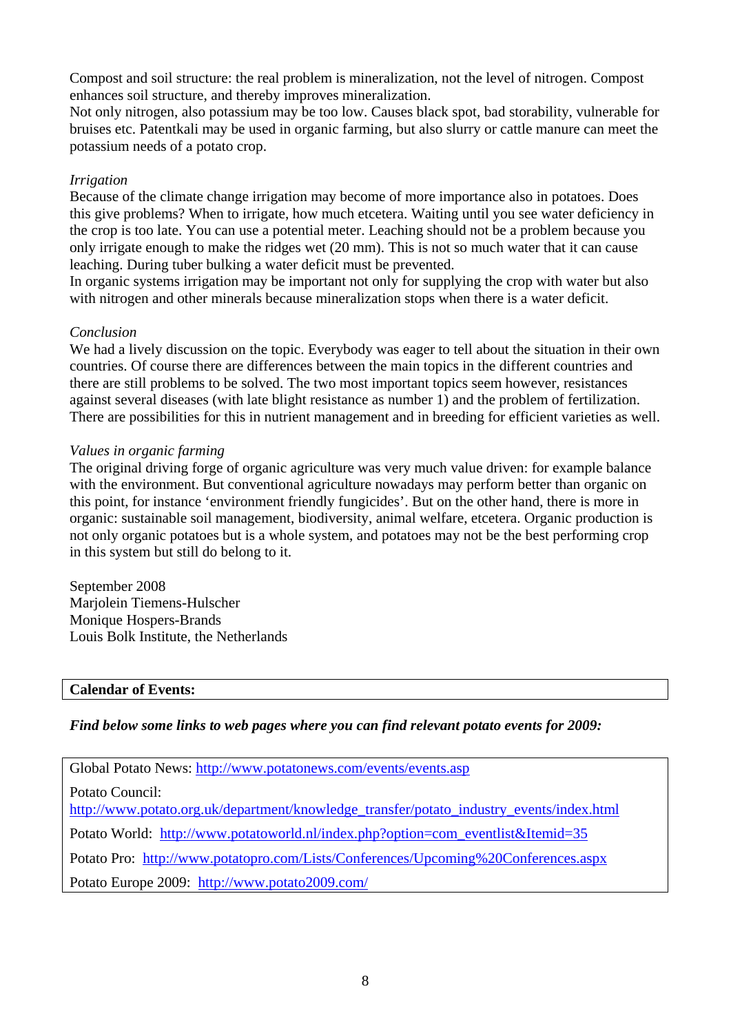Compost and soil structure: the real problem is mineralization, not the level of nitrogen. Compost enhances soil structure, and thereby improves mineralization.
Not only nitrogen, also potassium may be too low. Causes black spot, bad storability, vulnerable for bruises etc. Patentkali may be used in organic farming, but also slurry or cattle manure can meet the potassium needs of a potato crop.

*Irrigation*
Because of the climate change irrigation may become of more importance also in potatoes. Does this give problems? When to irrigate, how much etcetera. Waiting until you see water deficiency in the crop is too late. You can use a potential meter. Leaching should not be a problem because you only irrigate enough to make the ridges wet (20 mm). This is not so much water that it can cause leaching. During tuber bulking a water deficit must be prevented.
In organic systems irrigation may be important not only for supplying the crop with water but also with nitrogen and other minerals because mineralization stops when there is a water deficit.

*Conclusion*
We had a lively discussion on the topic. Everybody was eager to tell about the situation in their own countries. Of course there are differences between the main topics in the different countries and there are still problems to be solved. The two most important topics seem however, resistances against several diseases (with late blight resistance as number 1) and the problem of fertilization. There are possibilities for this in nutrient management and in breeding for efficient varieties as well.

*Values in organic farming*
The original driving forge of organic agriculture was very much value driven: for example balance with the environment. But conventional agriculture nowadays may perform better than organic on this point, for instance 'environment friendly fungicides'. But on the other hand, there is more in organic: sustainable soil management, biodiversity, animal welfare, etcetera. Organic production is not only organic potatoes but is a whole system, and potatoes may not be the best performing crop in this system but still do belong to it.

September 2008
Marjolein Tiemens-Hulscher
Monique Hospers-Brands
Louis Bolk Institute, the Netherlands

**Calendar of Events:**

***Find below some links to web pages where you can find relevant potato events for 2009:***

Global Potato News: http://www.potatonews.com/events/events.asp

Potato Council:
http://www.potato.org.uk/department/knowledge_transfer/potato_industry_events/index.html

Potato World: http://www.potatoworld.nl/index.php?option=com_eventlist&Itemid=35

Potato Pro: http://www.potatopro.com/Lists/Conferences/Upcoming%20Conferences.aspx

Potato Europe 2009: http://www.potato2009.com/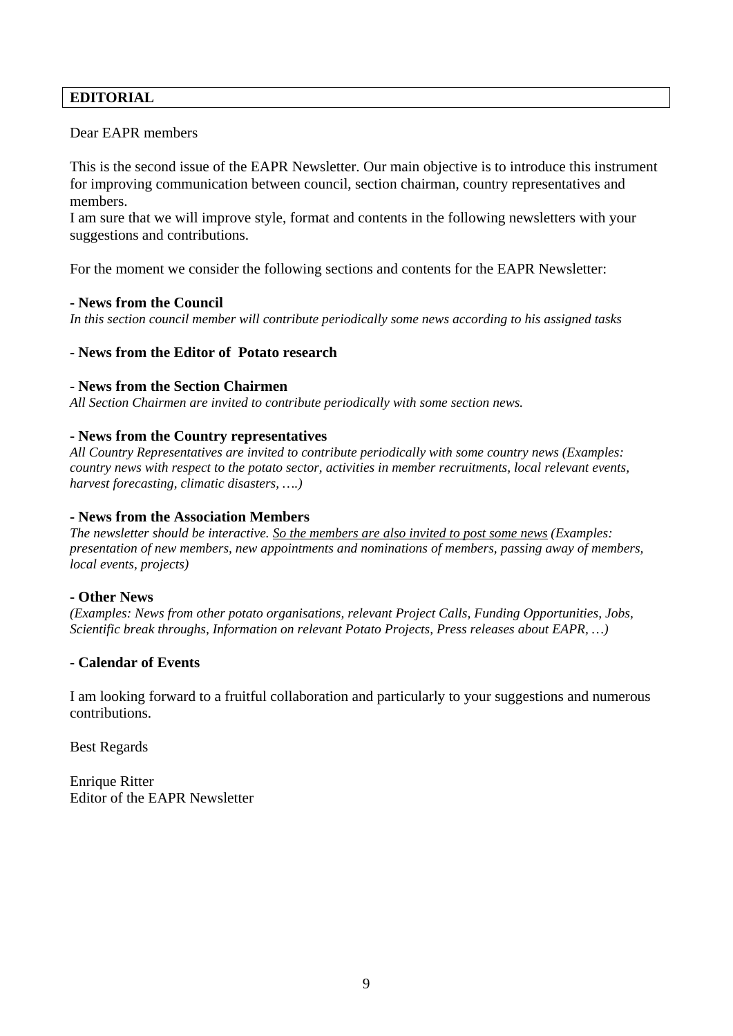## EDITORIAL

Dear EAPR members

This is the second issue of the EAPR Newsletter. Our main objective is to introduce this instrument for improving communication between council, section chairman, country representatives and members.
I am sure that we will improve style, format and contents in the following newsletters with your suggestions and contributions.

For the moment we consider the following sections and contents for the EAPR Newsletter:

**- News from the Council**
*In this section council member will contribute periodically some news according to his assigned tasks*

**- News from the Editor of Potato research**

**- News from the Section Chairmen**
*All Section Chairmen are invited to contribute periodically with some section news.*

**- News from the Country representatives**
*All Country Representatives are invited to contribute periodically with some country news (Examples: country news with respect to the potato sector, activities in member recruitments, local relevant events, harvest forecasting, climatic disasters, ….)*

**- News from the Association Members**
*The newsletter should be interactive. So the members are also invited to post some news (Examples: presentation of new members, new appointments and nominations of members, passing away of members, local events, projects)*

**- Other News**
*(Examples: News from other potato organisations, relevant Project Calls, Funding Opportunities, Jobs, Scientific break throughs, Information on relevant Potato Projects, Press releases about EAPR, …)*

**- Calendar of Events**

I am looking forward to a fruitful collaboration and particularly to your suggestions and numerous contributions.

Best Regards

Enrique Ritter
Editor of the EAPR Newsletter